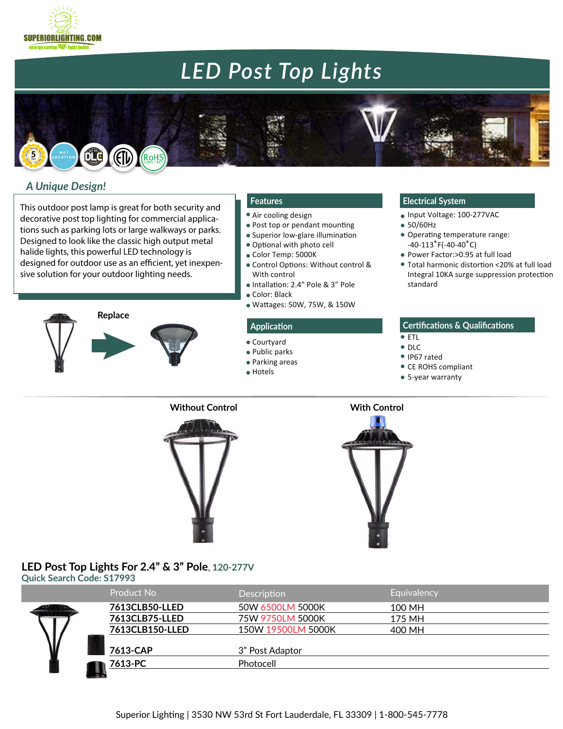SUPERIORLIGHTING.COM
energy saving light bulbs

# LED Post Top Lights

## *A Unique Design!*

This outdoor post lamp is great for both security and decorative post top lighting for commercial applications such as parking lots or large walkways or parks. Designed to look like the classic high output metal halide lights, this powerful LED technology is designed for outdoor use as an efficient, yet inexpensive solution for your outdoor lighting needs.

**Replace**

### Features

- Air cooling design
- Post top or pendant mounting
- Superior low-glare illumination
- Optional with photo cell
- Color Temp: 5000K
- Control Options: Without control & With control
- Intallation: 2.4" Pole & 3" Pole
- Color: Black
- Wattages: 50W, 75W, & 150W

### Application

- Courtyard
- Public parks
- Parking areas
- Hotels

### Electrical System

- Input Voltage: 100-277VAC
- 50/60Hz
- Operating temperature range: -40-113˚F(-40-40˚C)
- Power Factor:>0.95 at full load
- Total harmonic distortion <20% at full load Integral 10KA surge suppression protection standard

### Certifications & Qualifications

- ETL
- DLC
- IP67 rated
- CE ROHS compliant
- 5-year warranty

**Without Control**

**With Control**

## LED Post Top Lights For 2.4" & 3" Pole, 120-277V

**Quick Search Code: S17993**

| Product No | Description | Equivalency |
|---|---|---|
| **7613CLB50-LLED** | 50W 6500LM 5000K | 100 MH |
| **7613CLB75-LLED** | 75W 9750LM 5000K | 175 MH |
| **7613CLB150-LLED** | 150W 19500LM 5000K | 400 MH |
| **7613-CAP** | 3" Post Adaptor | |
| **7613-PC** | Photocell | |

Superior Lighting | 3530 NW 53rd St Fort Lauderdale, FL 33309 | 1-800-545-7778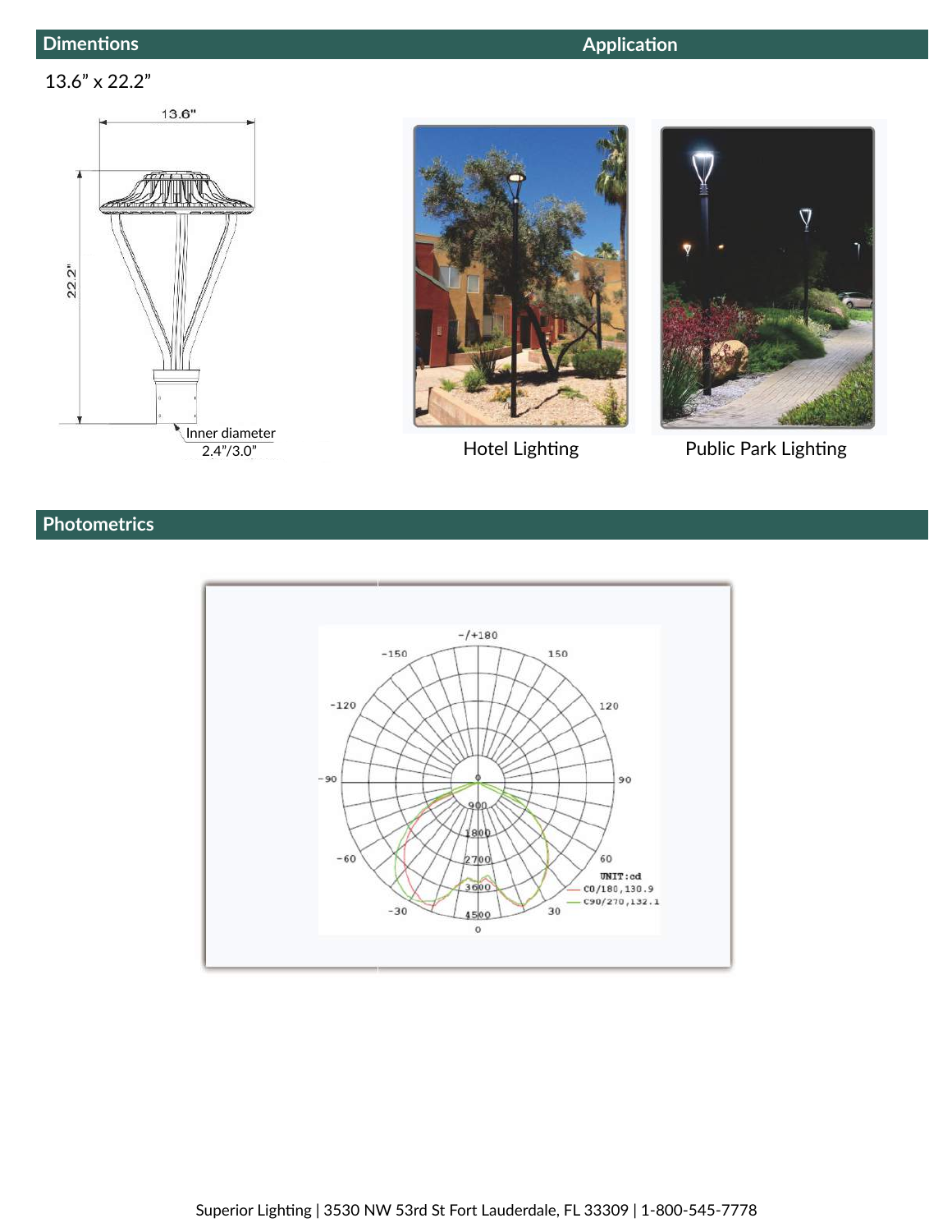## Dimentions

13.6" x 22.2"

13.6"

22.2"

Inner diameter
2.4"/3.0"

## Application

Hotel Lighting

Public Park Lighting

## Photometrics

-/+180

-150

150

-120

120

-90

90

-60

60

-30

30

0

900

1800

2700

3600

4500

UNIT:cd

C0/180,130.9

C90/270,132.1